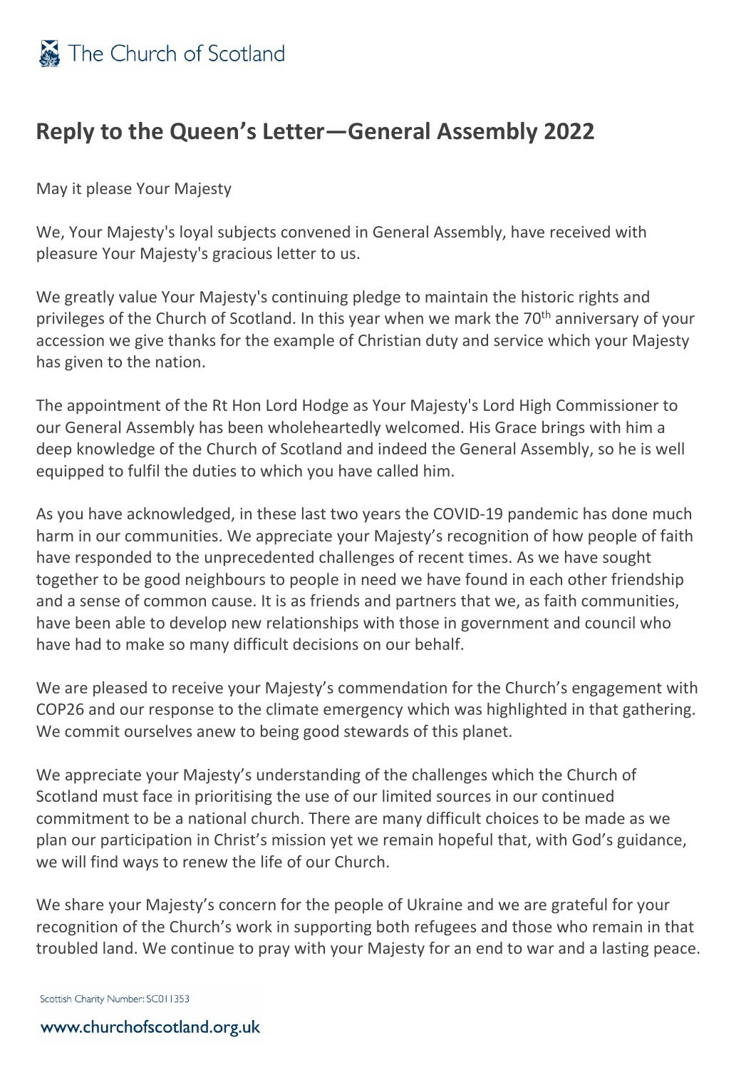The Church of Scotland

# Reply to the Queen's Letter—General Assembly 2022

May it please Your Majesty

We, Your Majesty's loyal subjects convened in General Assembly, have received with pleasure Your Majesty's gracious letter to us.

We greatly value Your Majesty's continuing pledge to maintain the historic rights and privileges of the Church of Scotland. In this year when we mark the 70th anniversary of your accession we give thanks for the example of Christian duty and service which your Majesty has given to the nation.

The appointment of the Rt Hon Lord Hodge as Your Majesty's Lord High Commissioner to our General Assembly has been wholeheartedly welcomed. His Grace brings with him a deep knowledge of the Church of Scotland and indeed the General Assembly, so he is well equipped to fulfil the duties to which you have called him.

As you have acknowledged, in these last two years the COVID-19 pandemic has done much harm in our communities. We appreciate your Majesty's recognition of how people of faith have responded to the unprecedented challenges of recent times. As we have sought together to be good neighbours to people in need we have found in each other friendship and a sense of common cause. It is as friends and partners that we, as faith communities, have been able to develop new relationships with those in government and council who have had to make so many difficult decisions on our behalf.

We are pleased to receive your Majesty's commendation for the Church's engagement with COP26 and our response to the climate emergency which was highlighted in that gathering. We commit ourselves anew to being good stewards of this planet.

We appreciate your Majesty's understanding of the challenges which the Church of Scotland must face in prioritising the use of our limited sources in our continued commitment to be a national church. There are many difficult choices to be made as we plan our participation in Christ's mission yet we remain hopeful that, with God's guidance, we will find ways to renew the life of our Church.

We share your Majesty's concern for the people of Ukraine and we are grateful for your recognition of the Church's work in supporting both refugees and those who remain in that troubled land. We continue to pray with your Majesty for an end to war and a lasting peace.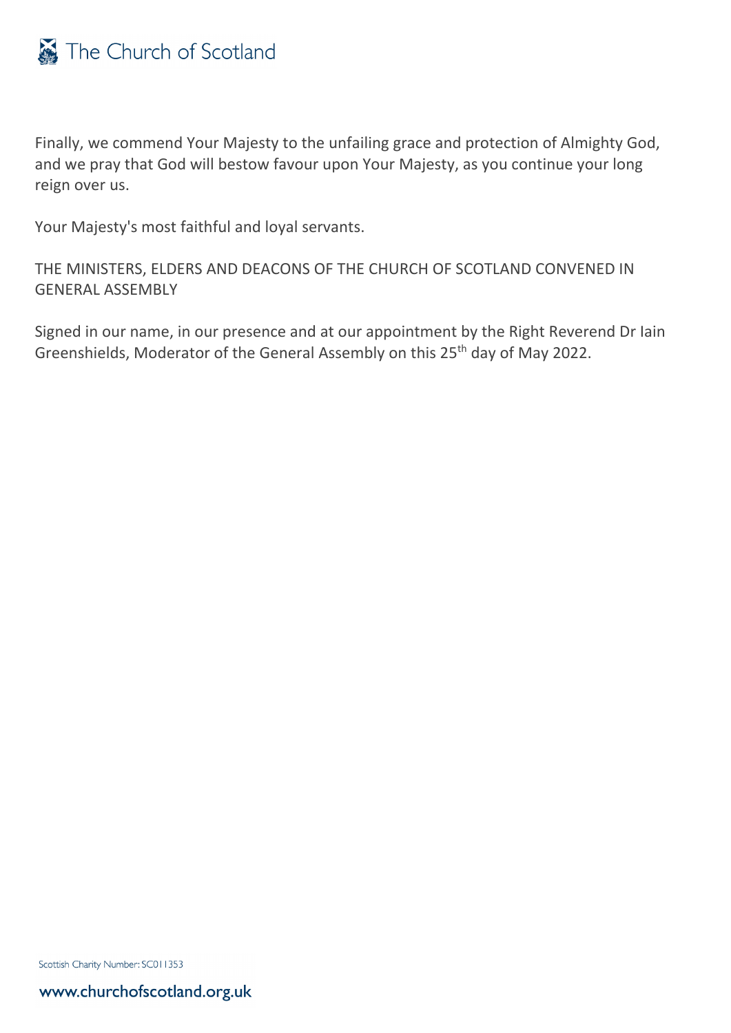Finally, we commend Your Majesty to the unfailing grace and protection of Almighty God, and we pray that God will bestow favour upon Your Majesty, as you continue your long reign over us.

Your Majesty's most faithful and loyal servants.

THE MINISTERS, ELDERS AND DEACONS OF THE CHURCH OF SCOTLAND CONVENED IN GENERAL ASSEMBLY

Signed in our name, in our presence and at our appointment by the Right Reverend Dr Iain Greenshields, Moderator of the General Assembly on this 25th day of May 2022.